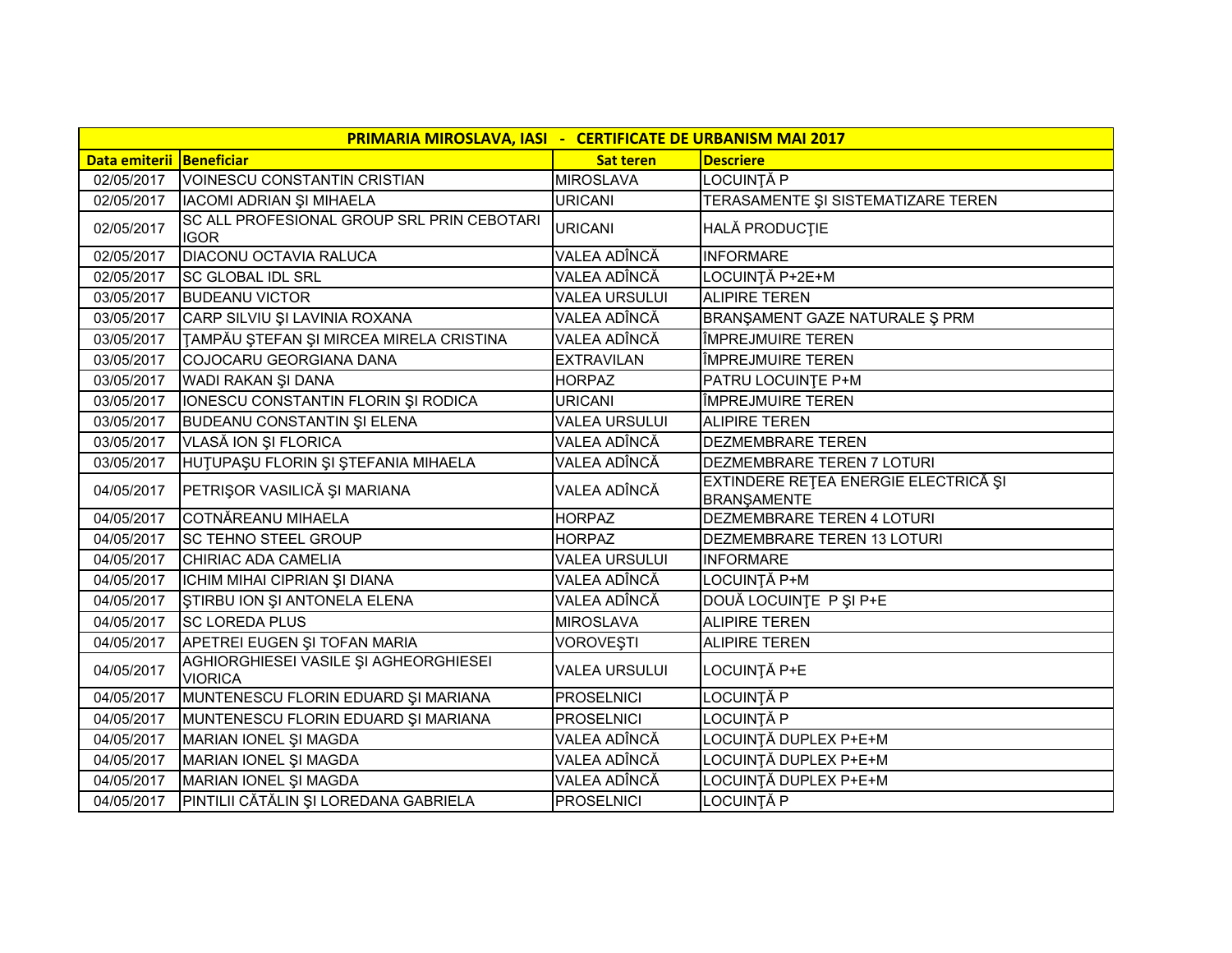| PRIMARIA MIROSLAVA, IASI - CERTIFICATE DE URBANISM MAI 2017 | | | |
|---|---|---|---|
| **Data emiterii** | **Beneficiar** | **Sat teren** | **Descriere** |
| 02/05/2017 | VOINESCU CONSTANTIN CRISTIAN | MIROSLAVA | LOCUINŢĂ P |
| 02/05/2017 | IACOMI ADRIAN ŞI MIHAELA | URICANI | TERASAMENTE ŞI SISTEMATIZARE TEREN |
| 02/05/2017 | SC ALL PROFESIONAL GROUP SRL PRIN CEBOTARI IGOR | URICANI | HALĂ PRODUCŢIE |
| 02/05/2017 | DIACONU OCTAVIA RALUCA | VALEA ADÎNCĂ | INFORMARE |
| 02/05/2017 | SC GLOBAL IDL SRL | VALEA ADÎNCĂ | LOCUINŢĂ P+2E+M |
| 03/05/2017 | BUDEANU VICTOR | VALEA URSULUI | ALIPIRE TEREN |
| 03/05/2017 | CARP SILVIU ŞI LAVINIA ROXANA | VALEA ADÎNCĂ | BRANŞAMENT GAZE NATURALE Ş PRM |
| 03/05/2017 | ŢAMPĂU ŞTEFAN ŞI MIRCEA MIRELA CRISTINA | VALEA ADÎNCĂ | ÎMPREJMUIRE TEREN |
| 03/05/2017 | COJOCARU GEORGIANA DANA | EXTRAVILAN | ÎMPREJMUIRE TEREN |
| 03/05/2017 | WADI RAKAN ŞI DANA | HORPAZ | PATRU LOCUINŢE P+M |
| 03/05/2017 | IONESCU CONSTANTIN FLORIN ŞI RODICA | URICANI | ÎMPREJMUIRE TEREN |
| 03/05/2017 | BUDEANU CONSTANTIN ŞI ELENA | VALEA URSULUI | ALIPIRE TEREN |
| 03/05/2017 | VLASĂ ION ŞI FLORICA | VALEA ADÎNCĂ | DEZMEMBRARE TEREN |
| 03/05/2017 | HUŢUPAŞU FLORIN ŞI ŞTEFANIA MIHAELA | VALEA ADÎNCĂ | DEZMEMBRARE TEREN 7 LOTURI |
| 04/05/2017 | PETRIŞOR VASILICĂ ŞI MARIANA | VALEA ADÎNCĂ | EXTINDERE REŢEA ENERGIE ELECTRICĂ ŞI BRANŞAMENTE |
| 04/05/2017 | COTNĂREANU MIHAELA | HORPAZ | DEZMEMBRARE TEREN 4 LOTURI |
| 04/05/2017 | SC TEHNO STEEL GROUP | HORPAZ | DEZMEMBRARE TEREN 13 LOTURI |
| 04/05/2017 | CHIRIAC ADA CAMELIA | VALEA URSULUI | INFORMARE |
| 04/05/2017 | ICHIM MIHAI CIPRIAN ŞI DIANA | VALEA ADÎNCĂ | LOCUINŢĂ P+M |
| 04/05/2017 | ŞTIRBU ION ŞI ANTONELA ELENA | VALEA ADÎNCĂ | DOUĂ LOCUINŢE P ŞI P+E |
| 04/05/2017 | SC LOREDA PLUS | MIROSLAVA | ALIPIRE TEREN |
| 04/05/2017 | APETREI EUGEN ŞI TOFAN MARIA | VOROVEŞTI | ALIPIRE TEREN |
| 04/05/2017 | AGHIORGHIESEI VASILE ŞI AGHEORGHIESEI VIORICA | VALEA URSULUI | LOCUINŢĂ P+E |
| 04/05/2017 | MUNTENESCU FLORIN EDUARD ŞI MARIANA | PROSELNICI | LOCUINŢĂ P |
| 04/05/2017 | MUNTENESCU FLORIN EDUARD ŞI MARIANA | PROSELNICI | LOCUINŢĂ P |
| 04/05/2017 | MARIAN IONEL ŞI MAGDA | VALEA ADÎNCĂ | LOCUINŢĂ DUPLEX P+E+M |
| 04/05/2017 | MARIAN IONEL ŞI MAGDA | VALEA ADÎNCĂ | LOCUINŢĂ DUPLEX P+E+M |
| 04/05/2017 | MARIAN IONEL ŞI MAGDA | VALEA ADÎNCĂ | LOCUINŢĂ DUPLEX P+E+M |
| 04/05/2017 | PINTILII CĂTĂLIN ŞI LOREDANA GABRIELA | PROSELNICI | LOCUINŢĂ P |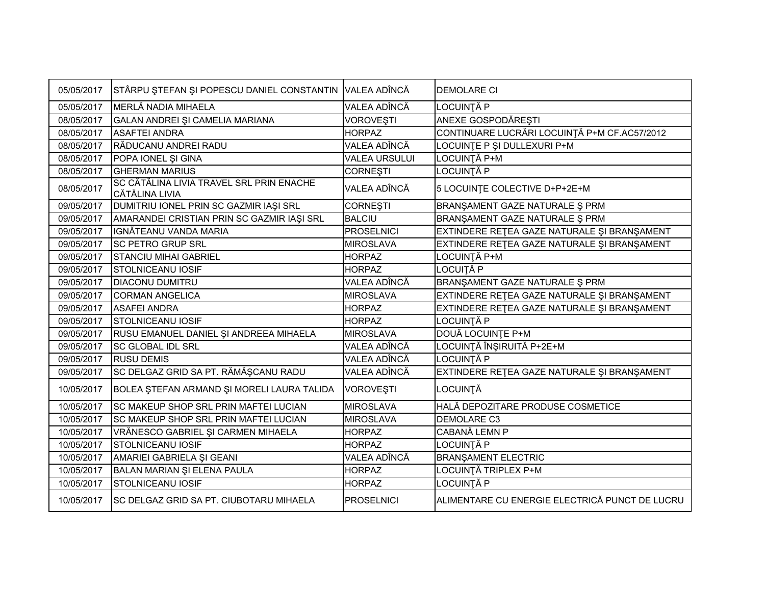| | | | |
|---|---|---|---|
| 05/05/2017 | STÂRPU ŞTEFAN ŞI POPESCU DANIEL CONSTANTIN | VALEA ADÎNCĂ | DEMOLARE CI |
| 05/05/2017 | MERLĂ NADIA MIHAELA | VALEA ADÎNCĂ | LOCUINŢĂ P |
| 08/05/2017 | GALAN ANDREI ŞI CAMELIA MARIANA | VOROVEŞTI | ANEXE GOSPODĂREŞTI |
| 08/05/2017 | ASAFTEI ANDRA | HORPAZ | CONTINUARE LUCRĂRI LOCUINŢĂ P+M CF.AC57/2012 |
| 08/05/2017 | RĂDUCANU ANDREI RADU | VALEA ADÎNCĂ | LOCUINŢE P ŞI DULLEXURI P+M |
| 08/05/2017 | POPA IONEL ŞI GINA | VALEA URSULUI | LOCUINŢĂ P+M |
| 08/05/2017 | GHERMAN MARIUS | CORNEŞTI | LOCUINŢĂ P |
| 08/05/2017 | SC CĂTĂLINA LIVIA TRAVEL SRL PRIN ENACHE CĂTĂLINA LIVIA | VALEA ADÎNCĂ | 5 LOCUINŢE COLECTIVE D+P+2E+M |
| 09/05/2017 | DUMITRIU IONEL PRIN SC GAZMIR IAŞI SRL | CORNEŞTI | BRANŞAMENT GAZE NATURALE Ş PRM |
| 09/05/2017 | AMARANDEI CRISTIAN PRIN SC GAZMIR IAŞI SRL | BALCIU | BRANŞAMENT GAZE NATURALE Ş PRM |
| 09/05/2017 | IGNĂTEANU VANDA MARIA | PROSELNICI | EXTINDERE REŢEA GAZE NATURALE ŞI BRANŞAMENT |
| 09/05/2017 | SC PETRO GRUP SRL | MIROSLAVA | EXTINDERE REŢEA GAZE NATURALE ŞI BRANŞAMENT |
| 09/05/2017 | STANCIU MIHAI GABRIEL | HORPAZ | LOCUINŢĂ P+M |
| 09/05/2017 | STOLNICEANU IOSIF | HORPAZ | LOCUIŢĂ P |
| 09/05/2017 | DIACONU DUMITRU | VALEA ADÎNCĂ | BRANŞAMENT GAZE NATURALE Ş PRM |
| 09/05/2017 | CORMAN ANGELICA | MIROSLAVA | EXTINDERE REŢEA GAZE NATURALE ŞI BRANŞAMENT |
| 09/05/2017 | ASAFEI ANDRA | HORPAZ | EXTINDERE REŢEA GAZE NATURALE ŞI BRANŞAMENT |
| 09/05/2017 | STOLNICEANU IOSIF | HORPAZ | LOCUINŢĂ P |
| 09/05/2017 | RUSU EMANUEL DANIEL ŞI ANDREEA MIHAELA | MIROSLAVA | DOUĂ LOCUINŢE P+M |
| 09/05/2017 | SC GLOBAL IDL SRL | VALEA ADÎNCĂ | LOCUINŢĂ ÎNŞIRUITĂ P+2E+M |
| 09/05/2017 | RUSU DEMIS | VALEA ADÎNCĂ | LOCUINŢĂ P |
| 09/05/2017 | SC DELGAZ GRID SA PT. RĂMĂŞCANU RADU | VALEA ADÎNCĂ | EXTINDERE REŢEA GAZE NATURALE ŞI BRANŞAMENT |
| 10/05/2017 | BOLEA ŞTEFAN ARMAND ŞI MORELI LAURA TALIDA | VOROVEŞTI | LOCUINŢĂ |
| 10/05/2017 | SC MAKEUP SHOP SRL PRIN MAFTEI LUCIAN | MIROSLAVA | HALĂ DEPOZITARE PRODUSE COSMETICE |
| 10/05/2017 | SC MAKEUP SHOP SRL PRIN MAFTEI LUCIAN | MIROSLAVA | DEMOLARE C3 |
| 10/05/2017 | VRĂNESCO GABRIEL ŞI CARMEN MIHAELA | HORPAZ | CABANĂ LEMN P |
| 10/05/2017 | STOLNICEANU IOSIF | HORPAZ | LOCUINŢĂ P |
| 10/05/2017 | AMARIEI GABRIELA ŞI GEANI | VALEA ADÎNCĂ | BRANŞAMENT ELECTRIC |
| 10/05/2017 | BALAN MARIAN ŞI ELENA PAULA | HORPAZ | LOCUINŢĂ TRIPLEX P+M |
| 10/05/2017 | STOLNICEANU IOSIF | HORPAZ | LOCUINŢĂ P |
| 10/05/2017 | SC DELGAZ GRID SA PT. CIUBOTARU MIHAELA | PROSELNICI | ALIMENTARE CU ENERGIE ELECTRICĂ PUNCT DE LUCRU |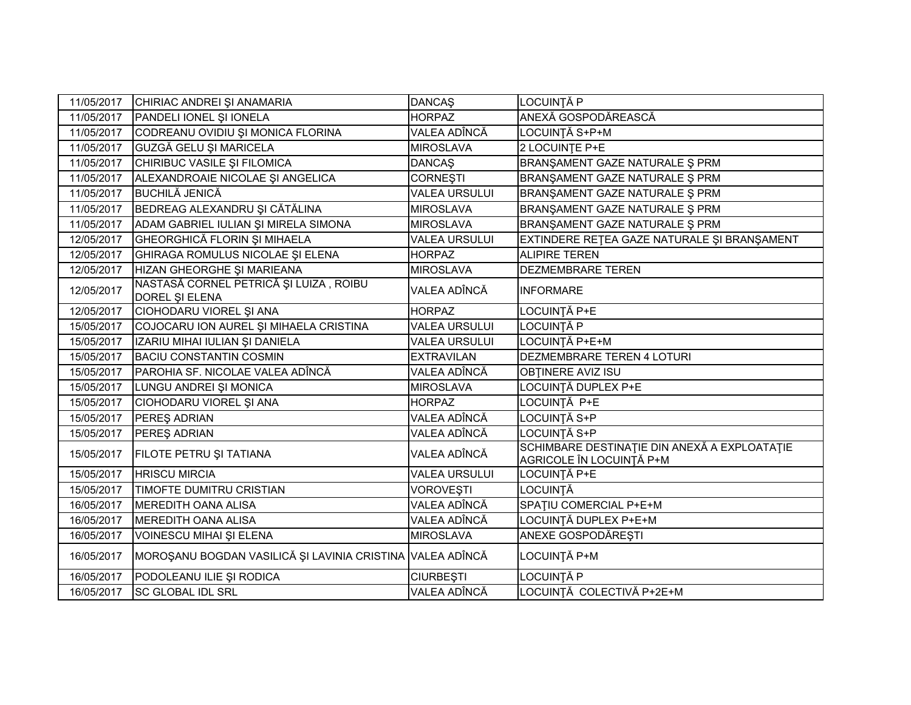| 11/05/2017 | CHIRIAC ANDREI ŞI ANAMARIA | DANCAŞ | LOCUINŢĂ P |
|---|---|---|---|
| 11/05/2017 | PANDELI IONEL ŞI IONELA | HORPAZ | ANEXĂ GOSPODĂREASCĂ |
| 11/05/2017 | CODREANU OVIDIU ŞI MONICA FLORINA | VALEA ADÎNCĂ | LOCUINŢĂ S+P+M |
| 11/05/2017 | GUZGĂ GELU ŞI MARICELA | MIROSLAVA | 2 LOCUINŢE P+E |
| 11/05/2017 | CHIRIBUC VASILE ŞI FILOMICA | DANCAŞ | BRANŞAMENT GAZE NATURALE Ş PRM |
| 11/05/2017 | ALEXANDROAIE NICOLAE ŞI ANGELICA | CORNEŞTI | BRANŞAMENT GAZE NATURALE Ş PRM |
| 11/05/2017 | BUCHILĂ JENICĂ | VALEA URSULUI | BRANŞAMENT GAZE NATURALE Ş PRM |
| 11/05/2017 | BEDREAG ALEXANDRU ŞI CĂTĂLINA | MIROSLAVA | BRANŞAMENT GAZE NATURALE Ş PRM |
| 11/05/2017 | ADAM GABRIEL IULIAN ŞI MIRELA SIMONA | MIROSLAVA | BRANŞAMENT GAZE NATURALE Ş PRM |
| 12/05/2017 | GHEORGHICĂ FLORIN ŞI MIHAELA | VALEA URSULUI | EXTINDERE REŢEA GAZE NATURALE ŞI BRANŞAMENT |
| 12/05/2017 | GHIRAGA ROMULUS NICOLAE ŞI ELENA | HORPAZ | ALIPIRE TEREN |
| 12/05/2017 | HIZAN GHEORGHE ŞI MARIEANA | MIROSLAVA | DEZMEMBRARE TEREN |
| 12/05/2017 | NASTASĂ CORNEL PETRICĂ ŞI LUIZA , ROIBU DOREL ŞI ELENA | VALEA ADÎNCĂ | INFORMARE |
| 12/05/2017 | CIOHODARU VIOREL ŞI ANA | HORPAZ | LOCUINŢĂ P+E |
| 15/05/2017 | COJOCARU ION AUREL ŞI MIHAELA CRISTINA | VALEA URSULUI | LOCUINŢĂ P |
| 15/05/2017 | IZARIU MIHAI IULIAN ŞI DANIELA | VALEA URSULUI | LOCUINŢĂ P+E+M |
| 15/05/2017 | BACIU CONSTANTIN COSMIN | EXTRAVILAN | DEZMEMBRARE TEREN 4 LOTURI |
| 15/05/2017 | PAROHIA SF. NICOLAE VALEA ADÎNCĂ | VALEA ADÎNCĂ | OBŢINERE AVIZ ISU |
| 15/05/2017 | LUNGU ANDREI ŞI MONICA | MIROSLAVA | LOCUINŢĂ DUPLEX P+E |
| 15/05/2017 | CIOHODARU VIOREL ŞI ANA | HORPAZ | LOCUINŢĂ P+E |
| 15/05/2017 | PEREŞ ADRIAN | VALEA ADÎNCĂ | LOCUINŢĂ S+P |
| 15/05/2017 | PEREŞ ADRIAN | VALEA ADÎNCĂ | LOCUINŢĂ S+P |
| 15/05/2017 | FILOTE PETRU ŞI TATIANA | VALEA ADÎNCĂ | SCHIMBARE DESTINAŢIE DIN ANEXĂ A EXPLOATAŢIE AGRICOLE ÎN LOCUINŢĂ P+M |
| 15/05/2017 | HRISCU MIRCIA | VALEA URSULUI | LOCUINŢĂ P+E |
| 15/05/2017 | TIMOFTE DUMITRU CRISTIAN | VOROVEŞTI | LOCUINŢĂ |
| 16/05/2017 | MEREDITH OANA ALISA | VALEA ADÎNCĂ | SPAŢIU COMERCIAL P+E+M |
| 16/05/2017 | MEREDITH OANA ALISA | VALEA ADÎNCĂ | LOCUINŢĂ DUPLEX P+E+M |
| 16/05/2017 | VOINESCU MIHAI ŞI ELENA | MIROSLAVA | ANEXE GOSPODĂREŞTI |
| 16/05/2017 | MOROŞANU BOGDAN VASILICĂ ŞI LAVINIA CRISTINA | VALEA ADÎNCĂ | LOCUINŢĂ P+M |
| 16/05/2017 | PODOLEANU ILIE ŞI RODICA | CIURBEŞTI | LOCUINŢĂ P |
| 16/05/2017 | SC GLOBAL IDL SRL | VALEA ADÎNCĂ | LOCUINŢĂ COLECTIVĂ P+2E+M |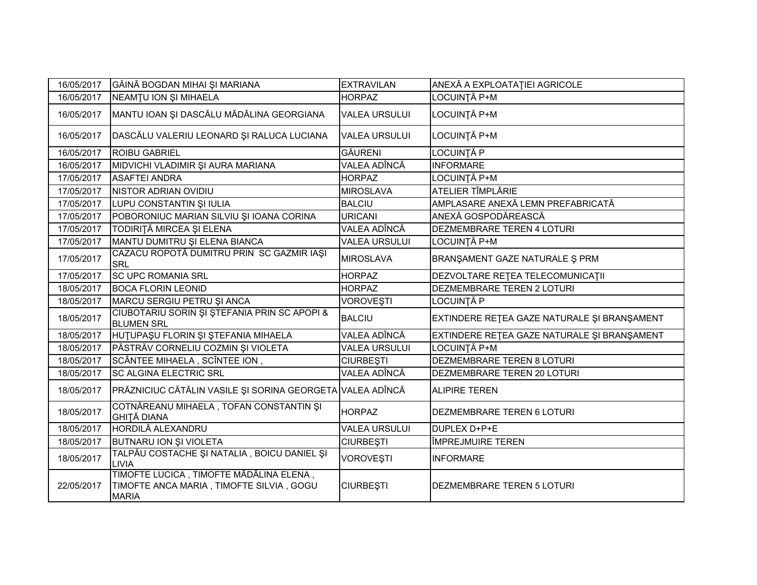| 16/05/2017 | GĂINĂ BOGDAN MIHAI ŞI MARIANA | EXTRAVILAN | ANEXĂ A EXPLOATAŢIEI AGRICOLE |
|---|---|---|---|
| 16/05/2017 | NEAMŢU ION ŞI MIHAELA | HORPAZ | LOCUINŢĂ P+M |
| 16/05/2017 | MANTU IOAN ŞI DASCĂLU MĂDĂLINA GEORGIANA | VALEA URSULUI | LOCUINŢĂ P+M |
| 16/05/2017 | DASCĂLU VALERIU LEONARD ŞI RALUCA LUCIANA | VALEA URSULUI | LOCUINŢĂ P+M |
| 16/05/2017 | ROIBU GABRIEL | GĂURENI | LOCUINŢĂ P |
| 16/05/2017 | MIDVICHI VLADIMIR ŞI AURA MARIANA | VALEA ADÎNCĂ | INFORMARE |
| 17/05/2017 | ASAFTEI ANDRA | HORPAZ | LOCUINŢĂ P+M |
| 17/05/2017 | NISTOR ADRIAN OVIDIU | MIROSLAVA | ATELIER TÎMPLĂRIE |
| 17/05/2017 | LUPU CONSTANTIN ŞI IULIA | BALCIU | AMPLASARE ANEXĂ LEMN PREFABRICATĂ |
| 17/05/2017 | POBORONIUC MARIAN SILVIU ŞI IOANA CORINA | URICANI | ANEXĂ GOSPODĂREASCĂ |
| 17/05/2017 | TODIRIŢĂ MIRCEA ŞI ELENA | VALEA ADÎNCĂ | DEZMEMBRARE TEREN 4 LOTURI |
| 17/05/2017 | MANTU DUMITRU ŞI ELENA BIANCA | VALEA URSULUI | LOCUINŢĂ P+M |
| 17/05/2017 | CAZACU ROPOTĂ DUMITRU PRIN SC GAZMIR IAŞI SRL | MIROSLAVA | BRANŞAMENT GAZE NATURALE Ş PRM |
| 17/05/2017 | SC UPC ROMANIA SRL | HORPAZ | DEZVOLTARE REŢEA TELECOMUNICAŢII |
| 18/05/2017 | BOCA FLORIN LEONID | HORPAZ | DEZMEMBRARE TEREN 2 LOTURI |
| 18/05/2017 | MARCU SERGIU PETRU ŞI ANCA | VOROVEŞTI | LOCUINŢĂ P |
| 18/05/2017 | CIUBOTARIU SORIN ŞI ŞTEFANIA PRIN SC APOPI & BLUMEN SRL | BALCIU | EXTINDERE REŢEA GAZE NATURALE ŞI BRANŞAMENT |
| 18/05/2017 | HUŢUPAŞU FLORIN ŞI ŞTEFANIA MIHAELA | VALEA ADÎNCĂ | EXTINDERE REŢEA GAZE NATURALE ŞI BRANŞAMENT |
| 18/05/2017 | PĂSTRĂV CORNELIU COZMIN ŞI VIOLETA | VALEA URSULUI | LOCUINŢĂ P+M |
| 18/05/2017 | SCÂNTEE MIHAELA , SCÎNTEE ION , | CIURBEŞTI | DEZMEMBRARE TEREN 8 LOTURI |
| 18/05/2017 | SC ALGINA ELECTRIC SRL | VALEA ADÎNCĂ | DEZMEMBRARE TEREN 20 LOTURI |
| 18/05/2017 | PRĂZNICIUC CĂTĂLIN VASILE ŞI SORINA GEORGETA | VALEA ADÎNCĂ | ALIPIRE TEREN |
| 18/05/2017 | COTNĂREANU MIHAELA , TOFAN CONSTANTIN ŞI GHIŢĂ DIANA | HORPAZ | DEZMEMBRARE TEREN 6 LOTURI |
| 18/05/2017 | HORDILĂ ALEXANDRU | VALEA URSULUI | DUPLEX D+P+E |
| 18/05/2017 | BUTNARU ION ŞI VIOLETA | CIURBEŞTI | ÎMPREJMUIRE TEREN |
| 18/05/2017 | TALPĂU COSTACHE ŞI NATALIA , BOICU DANIEL ŞI LIVIA | VOROVEŞTI | INFORMARE |
| 22/05/2017 | TIMOFTE LUCICA , TIMOFTE MĂDĂLINA ELENA , TIMOFTE ANCA MARIA , TIMOFTE SILVIA , GOGU MARIA | CIURBEŞTI | DEZMEMBRARE TEREN 5 LOTURI |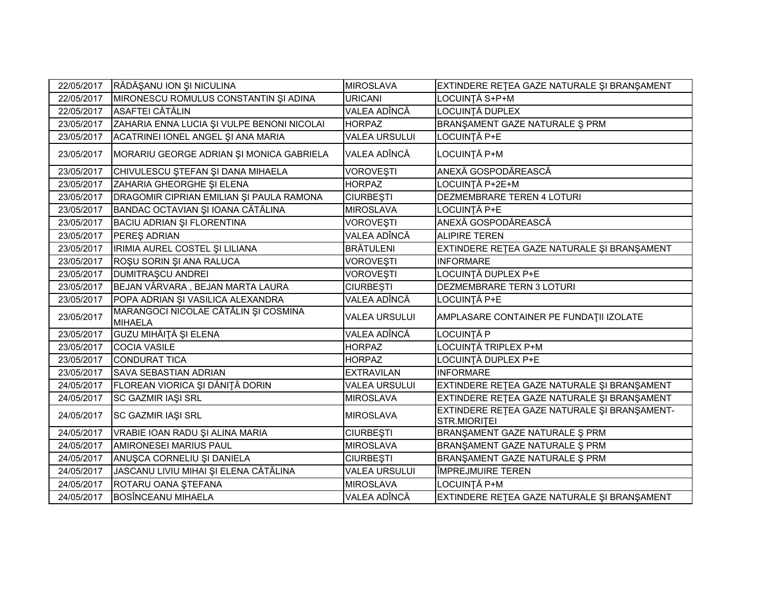| | | | |
|---|---|---|---|
| 22/05/2017 | RĂDĂŞANU ION ŞI NICULINA | MIROSLAVA | EXTINDERE REŢEA GAZE NATURALE ŞI BRANŞAMENT |
| 22/05/2017 | MIRONESCU ROMULUS CONSTANTIN ŞI ADINA | URICANI | LOCUINŢĂ S+P+M |
| 22/05/2017 | ASAFTEI CĂTĂLIN | VALEA ADÎNCĂ | LOCUINŢĂ DUPLEX |
| 23/05/2017 | ZAHARIA ENNA LUCIA ŞI VULPE BENONI NICOLAI | HORPAZ | BRANŞAMENT GAZE NATURALE Ş PRM |
| 23/05/2017 | ACATRINEI IONEL ANGEL ŞI ANA MARIA | VALEA URSULUI | LOCUINŢĂ P+E |
| 23/05/2017 | MORARIU GEORGE ADRIAN ŞI MONICA GABRIELA | VALEA ADÎNCĂ | LOCUINŢĂ P+M |
| 23/05/2017 | CHIVULESCU ŞTEFAN ŞI DANA MIHAELA | VOROVEŞTI | ANEXĂ GOSPODĂREASCĂ |
| 23/05/2017 | ZAHARIA GHEORGHE ŞI ELENA | HORPAZ | LOCUINŢĂ P+2E+M |
| 23/05/2017 | DRAGOMIR CIPRIAN EMILIAN ŞI PAULA RAMONA | CIURBEŞTI | DEZMEMBRARE TEREN 4 LOTURI |
| 23/05/2017 | BANDAC OCTAVIAN ŞI IOANA CĂTĂLINA | MIROSLAVA | LOCUINŢĂ P+E |
| 23/05/2017 | BACIU ADRIAN ŞI FLORENTINA | VOROVEŞTI | ANEXĂ GOSPODĂREASCĂ |
| 23/05/2017 | PEREŞ ADRIAN | VALEA ADÎNCĂ | ALIPIRE TEREN |
| 23/05/2017 | IRIMIA AUREL COSTEL ŞI LILIANA | BRĂTULENI | EXTINDERE REŢEA GAZE NATURALE ŞI BRANŞAMENT |
| 23/05/2017 | ROŞU SORIN ŞI ANA RALUCA | VOROVEŞTI | INFORMARE |
| 23/05/2017 | DUMITRAŞCU ANDREI | VOROVEŞTI | LOCUINŢĂ DUPLEX P+E |
| 23/05/2017 | BEJAN VÂRVARA , BEJAN MARTA LAURA | CIURBEŞTI | DEZMEMBRARE TERN 3 LOTURI |
| 23/05/2017 | POPA ADRIAN ŞI VASILICA ALEXANDRA | VALEA ADÎNCĂ | LOCUINŢĂ P+E |
| 23/05/2017 | MARANGOCI NICOLAE CĂTĂLIN ŞI COSMINA MIHAELA | VALEA URSULUI | AMPLASARE CONTAINER PE FUNDAŢII IZOLATE |
| 23/05/2017 | GUZU MIHĂIŢĂ ŞI ELENA | VALEA ADÎNCĂ | LOCUINŢĂ P |
| 23/05/2017 | COCIA VASILE | HORPAZ | LOCUINŢĂ TRIPLEX P+M |
| 23/05/2017 | CONDURAT TICA | HORPAZ | LOCUINŢĂ DUPLEX P+E |
| 23/05/2017 | SAVA SEBASTIAN ADRIAN | EXTRAVILAN | INFORMARE |
| 24/05/2017 | FLOREAN VIORICA ŞI DĂNIŢĂ DORIN | VALEA URSULUI | EXTINDERE REŢEA GAZE NATURALE ŞI BRANŞAMENT |
| 24/05/2017 | SC GAZMIR IAŞI SRL | MIROSLAVA | EXTINDERE REŢEA GAZE NATURALE ŞI BRANŞAMENT |
| 24/05/2017 | SC GAZMIR IAŞI SRL | MIROSLAVA | EXTINDERE REŢEA GAZE NATURALE ŞI BRANŞAMENT-STR.MIORIŢEI |
| 24/05/2017 | VRABIE IOAN RADU ŞI ALINA MARIA | CIURBEŞTI | BRANŞAMENT GAZE NATURALE Ş PRM |
| 24/05/2017 | AMIRONESEI MARIUS PAUL | MIROSLAVA | BRANŞAMENT GAZE NATURALE Ş PRM |
| 24/05/2017 | ANUŞCA CORNELIU ŞI DANIELA | CIURBEŞTI | BRANŞAMENT GAZE NATURALE Ş PRM |
| 24/05/2017 | JASCANU LIVIU MIHAI ŞI ELENA CĂTĂLINA | VALEA URSULUI | ÎMPREJMUIRE TEREN |
| 24/05/2017 | ROTARU OANA ŞTEFANA | MIROSLAVA | LOCUINŢĂ P+M |
| 24/05/2017 | BOSÎNCEANU MIHAELA | VALEA ADÎNCĂ | EXTINDERE REŢEA GAZE NATURALE ŞI BRANŞAMENT |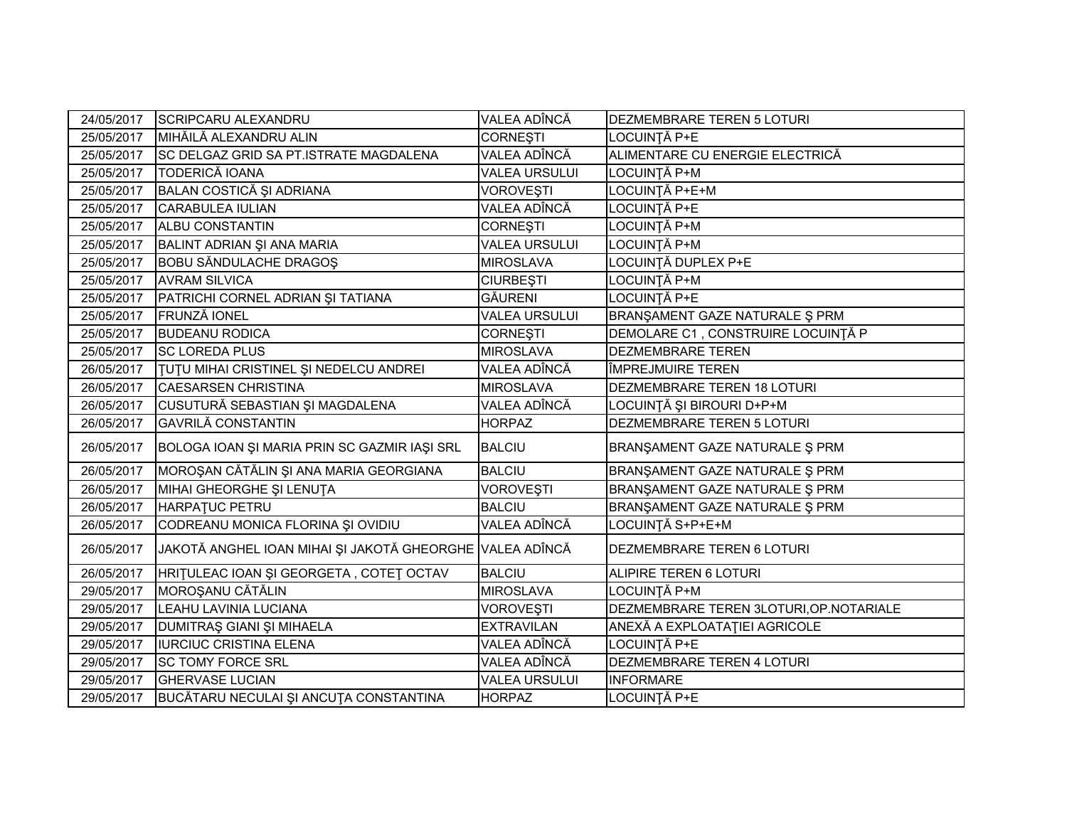| 24/05/2017 | SCRIPCARU ALEXANDRU | VALEA ADÎNCĂ | DEZMEMBRARE TEREN 5 LOTURI |
|---|---|---|---|
| 25/05/2017 | MIHĂILĂ ALEXANDRU ALIN | CORNEŞTI | LOCUINŢĂ P+E |
| 25/05/2017 | SC DELGAZ GRID SA PT.ISTRATE MAGDALENA | VALEA ADÎNCĂ | ALIMENTARE CU ENERGIE ELECTRICĂ |
| 25/05/2017 | TODERICĂ IOANA | VALEA URSULUI | LOCUINŢĂ P+M |
| 25/05/2017 | BALAN COSTICĂ ŞI ADRIANA | VOROVEŞTI | LOCUINŢĂ P+E+M |
| 25/05/2017 | CARABULEA IULIAN | VALEA ADÎNCĂ | LOCUINŢĂ P+E |
| 25/05/2017 | ALBU CONSTANTIN | CORNEŞTI | LOCUINŢĂ P+M |
| 25/05/2017 | BALINT ADRIAN ŞI ANA MARIA | VALEA URSULUI | LOCUINŢĂ P+M |
| 25/05/2017 | BOBU SĂNDULACHE DRAGOŞ | MIROSLAVA | LOCUINŢĂ DUPLEX P+E |
| 25/05/2017 | AVRAM SILVICA | CIURBEŞTI | LOCUINŢĂ P+M |
| 25/05/2017 | PATRICHI CORNEL ADRIAN ŞI TATIANA | GĂURENI | LOCUINŢĂ P+E |
| 25/05/2017 | FRUNZĂ IONEL | VALEA URSULUI | BRANŞAMENT GAZE NATURALE Ş PRM |
| 25/05/2017 | BUDEANU RODICA | CORNEŞTI | DEMOLARE C1 , CONSTRUIRE LOCUINŢĂ P |
| 25/05/2017 | SC LOREDA PLUS | MIROSLAVA | DEZMEMBRARE TEREN |
| 26/05/2017 | ŢUŢU MIHAI CRISTINEL ŞI NEDELCU ANDREI | VALEA ADÎNCĂ | ÎMPREJMUIRE TEREN |
| 26/05/2017 | CAESARSEN CHRISTINA | MIROSLAVA | DEZMEMBRARE TEREN 18 LOTURI |
| 26/05/2017 | CUSUTURĂ SEBASTIAN ŞI MAGDALENA | VALEA ADÎNCĂ | LOCUINŢĂ ŞI BIROURI D+P+M |
| 26/05/2017 | GAVRILĂ CONSTANTIN | HORPAZ | DEZMEMBRARE TEREN 5 LOTURI |
| 26/05/2017 | BOLOGA IOAN ŞI MARIA PRIN SC GAZMIR IAŞI SRL | BALCIU | BRANŞAMENT GAZE NATURALE Ş PRM |
| 26/05/2017 | MOROŞAN CĂTĂLIN ŞI ANA MARIA GEORGIANA | BALCIU | BRANŞAMENT GAZE NATURALE Ş PRM |
| 26/05/2017 | MIHAI GHEORGHE ŞI LENUŢA | VOROVEŞTI | BRANŞAMENT GAZE NATURALE Ş PRM |
| 26/05/2017 | HARPAŢUC PETRU | BALCIU | BRANŞAMENT GAZE NATURALE Ş PRM |
| 26/05/2017 | CODREANU MONICA FLORINA ŞI OVIDIU | VALEA ADÎNCĂ | LOCUINŢĂ S+P+E+M |
| 26/05/2017 | JAKOTĂ ANGHEL IOAN MIHAI ŞI JAKOTĂ GHEORGHE | VALEA ADÎNCĂ | DEZMEMBRARE TEREN 6 LOTURI |
| 26/05/2017 | HRIŢULEAC IOAN ŞI GEORGETA , COTEŢ OCTAV | BALCIU | ALIPIRE TEREN 6 LOTURI |
| 29/05/2017 | MOROŞANU CĂTĂLIN | MIROSLAVA | LOCUINŢĂ P+M |
| 29/05/2017 | LEAHU LAVINIA LUCIANA | VOROVEŞTI | DEZMEMBRARE TEREN 3LOTURI,OP.NOTARIALE |
| 29/05/2017 | DUMITRAŞ GIANI ŞI MIHAELA | EXTRAVILAN | ANEXĂ A EXPLOATAŢIEI AGRICOLE |
| 29/05/2017 | IURCIUC CRISTINA ELENA | VALEA ADÎNCĂ | LOCUINŢĂ P+E |
| 29/05/2017 | SC TOMY FORCE SRL | VALEA ADÎNCĂ | DEZMEMBRARE TEREN 4 LOTURI |
| 29/05/2017 | GHERVASE LUCIAN | VALEA URSULUI | INFORMARE |
| 29/05/2017 | BUCĂTARU NECULAI ŞI ANCUŢA CONSTANTINA | HORPAZ | LOCUINŢĂ P+E |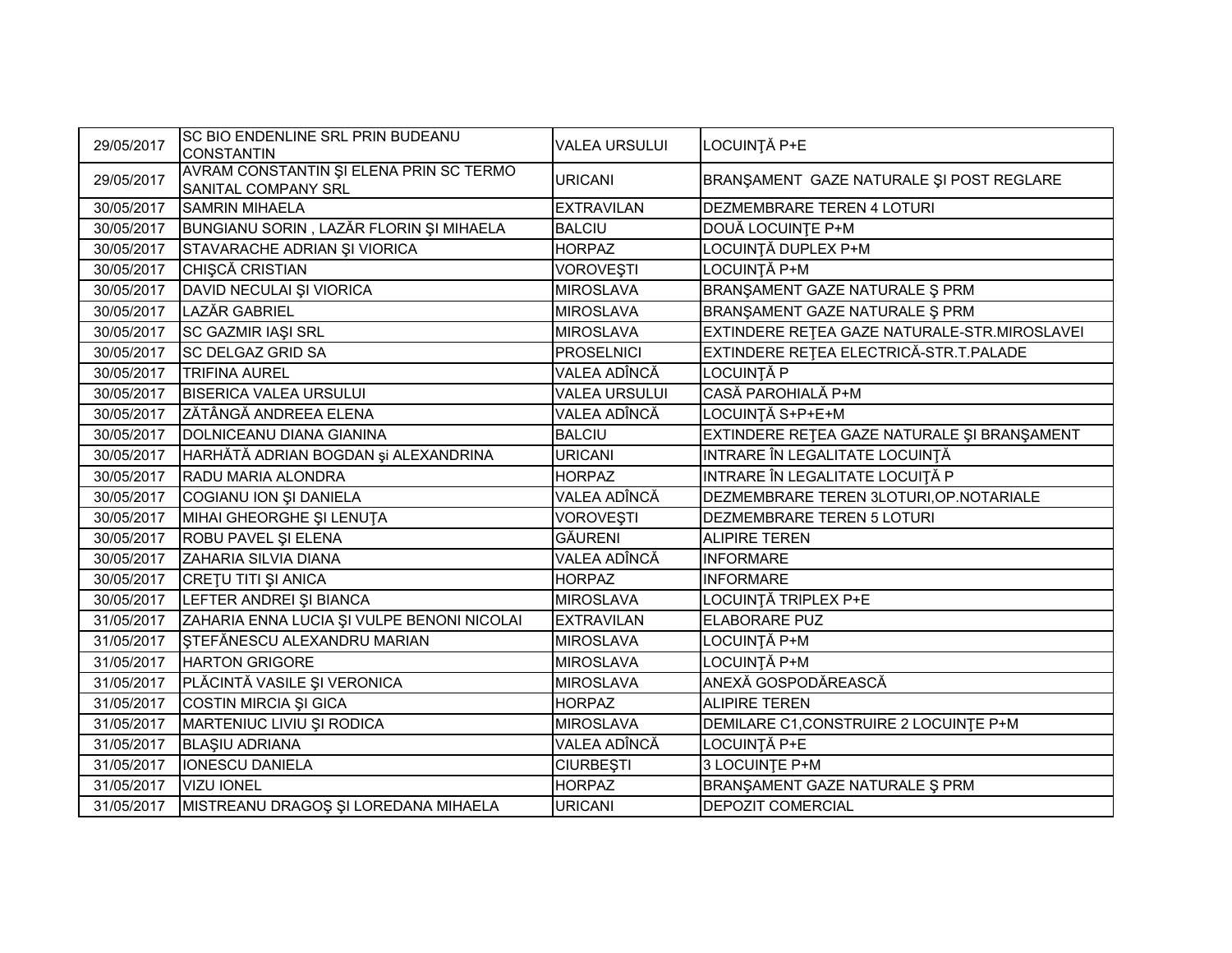| | | | |
|---|---|---|---|
| 29/05/2017 | SC BIO ENDENLINE SRL PRIN BUDEANU CONSTANTIN | VALEA URSULUI | LOCUINŢĂ P+E |
| 29/05/2017 | AVRAM CONSTANTIN ŞI ELENA PRIN SC TERMO SANITAL COMPANY SRL | URICANI | BRANŞAMENT GAZE NATURALE ŞI POST REGLARE |
| 30/05/2017 | SAMRIN MIHAELA | EXTRAVILAN | DEZMEMBRARE TEREN 4 LOTURI |
| 30/05/2017 | BUNGIANU SORIN , LAZĂR FLORIN ŞI MIHAELA | BALCIU | DOUĂ LOCUINŢE P+M |
| 30/05/2017 | STAVARACHE ADRIAN ŞI VIORICA | HORPAZ | LOCUINŢĂ DUPLEX P+M |
| 30/05/2017 | CHIŞCĂ CRISTIAN | VOROVEŞTI | LOCUINŢĂ P+M |
| 30/05/2017 | DAVID NECULAI ŞI VIORICA | MIROSLAVA | BRANŞAMENT GAZE NATURALE Ş PRM |
| 30/05/2017 | LAZĂR GABRIEL | MIROSLAVA | BRANŞAMENT GAZE NATURALE Ş PRM |
| 30/05/2017 | SC GAZMIR IAŞI SRL | MIROSLAVA | EXTINDERE REŢEA GAZE NATURALE-STR.MIROSLAVEI |
| 30/05/2017 | SC DELGAZ GRID SA | PROSELNICI | EXTINDERE REŢEA ELECTRICĂ-STR.T.PALADE |
| 30/05/2017 | TRIFINA AUREL | VALEA ADÎNCĂ | LOCUINŢĂ P |
| 30/05/2017 | BISERICA VALEA URSULUI | VALEA URSULUI | CASĂ PAROHIALĂ P+M |
| 30/05/2017 | ZĂTÂNGĂ ANDREEA ELENA | VALEA ADÎNCĂ | LOCUINŢĂ S+P+E+M |
| 30/05/2017 | DOLNICEANU DIANA GIANINA | BALCIU | EXTINDERE REŢEA GAZE NATURALE ŞI BRANŞAMENT |
| 30/05/2017 | HARHĂTĂ ADRIAN BOGDAN şi ALEXANDRINA | URICANI | INTRARE ÎN LEGALITATE LOCUINŢĂ |
| 30/05/2017 | RADU MARIA ALONDRA | HORPAZ | INTRARE ÎN LEGALITATE LOCUIŢĂ P |
| 30/05/2017 | COGIANU ION ŞI DANIELA | VALEA ADÎNCĂ | DEZMEMBRARE TEREN 3LOTURI,OP.NOTARIALE |
| 30/05/2017 | MIHAI GHEORGHE ŞI LENUŢA | VOROVEŞTI | DEZMEMBRARE TEREN 5 LOTURI |
| 30/05/2017 | ROBU PAVEL ŞI ELENA | GĂURENI | ALIPIRE TEREN |
| 30/05/2017 | ZAHARIA SILVIA DIANA | VALEA ADÎNCĂ | INFORMARE |
| 30/05/2017 | CREŢU TITI ŞI ANICA | HORPAZ | INFORMARE |
| 30/05/2017 | LEFTER ANDREI ŞI BIANCA | MIROSLAVA | LOCUINŢĂ TRIPLEX P+E |
| 31/05/2017 | ZAHARIA ENNA LUCIA ŞI VULPE BENONI NICOLAI | EXTRAVILAN | ELABORARE PUZ |
| 31/05/2017 | ŞTEFĂNESCU ALEXANDRU MARIAN | MIROSLAVA | LOCUINŢĂ P+M |
| 31/05/2017 | HARTON GRIGORE | MIROSLAVA | LOCUINŢĂ P+M |
| 31/05/2017 | PLĂCINTĂ VASILE ŞI VERONICA | MIROSLAVA | ANEXĂ GOSPODĂREASCĂ |
| 31/05/2017 | COSTIN MIRCIA ŞI GICA | HORPAZ | ALIPIRE TEREN |
| 31/05/2017 | MARTENIUC LIVIU ŞI RODICA | MIROSLAVA | DEMILARE C1,CONSTRUIRE 2 LOCUINŢE P+M |
| 31/05/2017 | BLAŞIU ADRIANA | VALEA ADÎNCĂ | LOCUINŢĂ P+E |
| 31/05/2017 | IONESCU DANIELA | CIURBEŞTI | 3 LOCUINŢE P+M |
| 31/05/2017 | VIZU IONEL | HORPAZ | BRANŞAMENT GAZE NATURALE Ş PRM |
| 31/05/2017 | MISTREANU DRAGOŞ ŞI LOREDANA MIHAELA | URICANI | DEPOZIT COMERCIAL |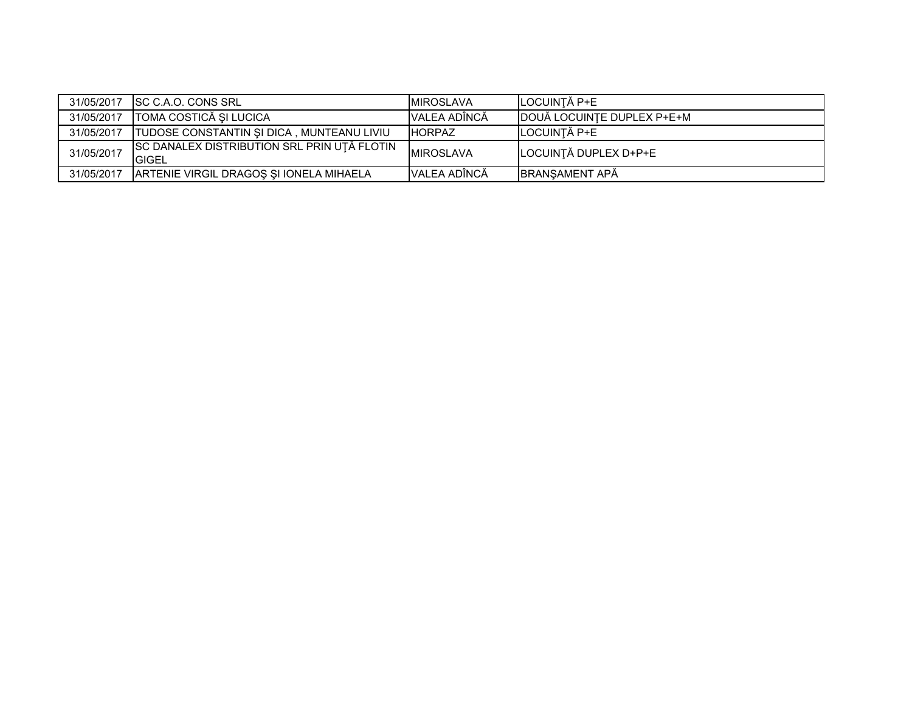| | | | |
|---|---|---|---|
| 31/05/2017 | SC C.A.O. CONS SRL | MIROSLAVA | LOCUINŢĂ P+E |
| 31/05/2017 | TOMA COSTICĂ ŞI LUCICA | VALEA ADÎNCĂ | DOUĂ LOCUINŢE DUPLEX P+E+M |
| 31/05/2017 | TUDOSE CONSTANTIN ŞI DICA , MUNTEANU LIVIU | HORPAZ | LOCUINŢĂ P+E |
| 31/05/2017 | SC DANALEX DISTRIBUTION SRL PRIN UŢĂ FLOTIN GIGEL | MIROSLAVA | LOCUINŢĂ DUPLEX D+P+E |
| 31/05/2017 | ARTENIE VIRGIL DRAGOŞ ŞI IONELA MIHAELA | VALEA ADÎNCĂ | BRANŞAMENT APĂ |